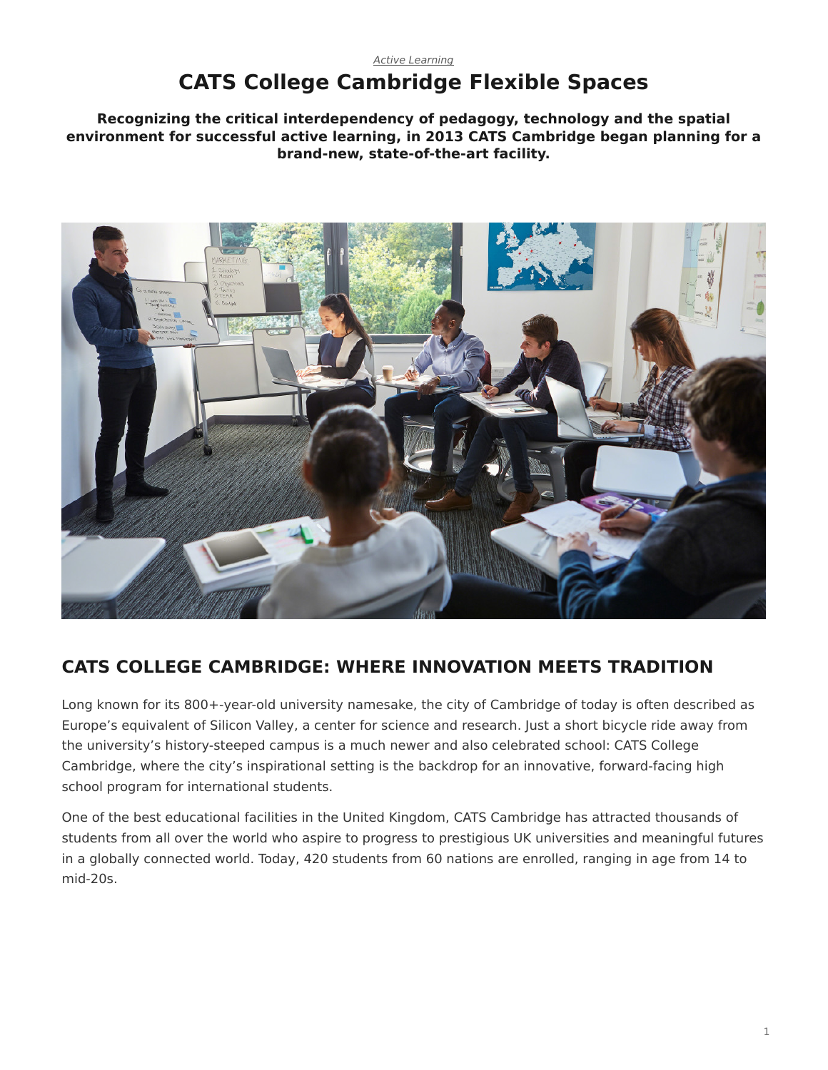*Active Learning*

# CATS College Cambridge Flexible Spaces

**Recognizing the critical interdependency of pedagogy, technology and the spatial environment for successful active learning, in 2013 CATS Cambridge began planning for a brand-new, state-of-the-art facility.**

## CATS COLLEGE CAMBRIDGE: WHERE INNOVATION MEETS TRADITION

Long known for its 800+-year-old university namesake, the city of Cambridge of today is often described as Europe's equivalent of Silicon Valley, a center for science and research. Just a short bicycle ride away from the university's history-steeped campus is a much newer and also celebrated school: CATS College Cambridge, where the city's inspirational setting is the backdrop for an innovative, forward-facing high school program for international students.

One of the best educational facilities in the United Kingdom, CATS Cambridge has attracted thousands of students from all over the world who aspire to progress to prestigious UK universities and meaningful futures in a globally connected world. Today, 420 students from 60 nations are enrolled, ranging in age from 14 to mid-20s.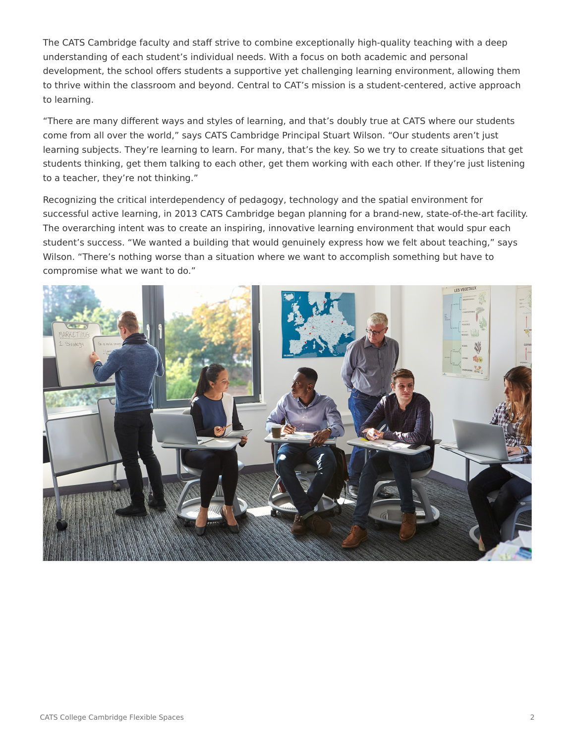The CATS Cambridge faculty and staff strive to combine exceptionally high-quality teaching with a deep understanding of each student's individual needs. With a focus on both academic and personal development, the school offers students a supportive yet challenging learning environment, allowing them to thrive within the classroom and beyond. Central to CAT's mission is a student-centered, active approach to learning.

"There are many different ways and styles of learning, and that's doubly true at CATS where our students come from all over the world," says CATS Cambridge Principal Stuart Wilson. "Our students aren't just learning subjects. They're learning to learn. For many, that's the key. So we try to create situations that get students thinking, get them talking to each other, get them working with each other. If they're just listening to a teacher, they're not thinking."

Recognizing the critical interdependency of pedagogy, technology and the spatial environment for successful active learning, in 2013 CATS Cambridge began planning for a brand-new, state-of-the-art facility. The overarching intent was to create an inspiring, innovative learning environment that would spur each student's success. "We wanted a building that would genuinely express how we felt about teaching," says Wilson. "There's nothing worse than a situation where we want to accomplish something but have to compromise what we want to do."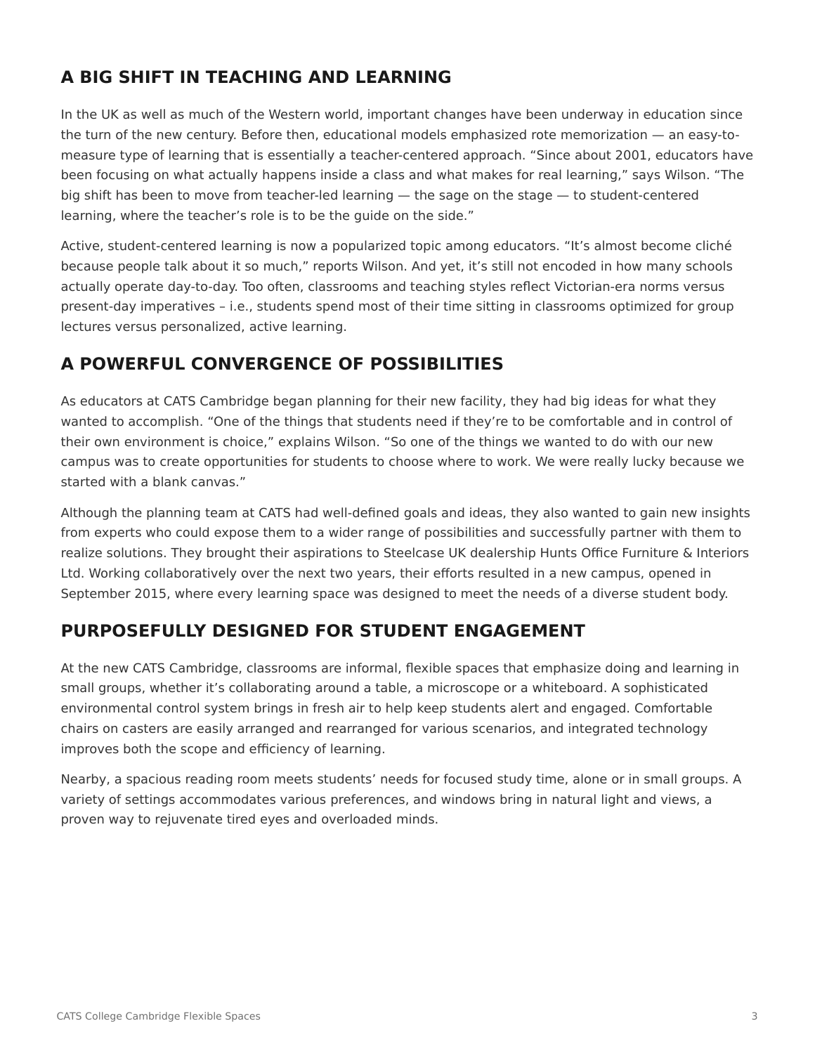## A BIG SHIFT IN TEACHING AND LEARNING

In the UK as well as much of the Western world, important changes have been underway in education since the turn of the new century. Before then, educational models emphasized rote memorization — an easy-to-measure type of learning that is essentially a teacher-centered approach. "Since about 2001, educators have been focusing on what actually happens inside a class and what makes for real learning," says Wilson. "The big shift has been to move from teacher-led learning — the sage on the stage — to student-centered learning, where the teacher's role is to be the guide on the side."

Active, student-centered learning is now a popularized topic among educators. "It's almost become cliché because people talk about it so much," reports Wilson. And yet, it's still not encoded in how many schools actually operate day-to-day. Too often, classrooms and teaching styles reflect Victorian-era norms versus present-day imperatives – i.e., students spend most of their time sitting in classrooms optimized for group lectures versus personalized, active learning.

## A POWERFUL CONVERGENCE OF POSSIBILITIES

As educators at CATS Cambridge began planning for their new facility, they had big ideas for what they wanted to accomplish. "One of the things that students need if they're to be comfortable and in control of their own environment is choice," explains Wilson. "So one of the things we wanted to do with our new campus was to create opportunities for students to choose where to work. We were really lucky because we started with a blank canvas."

Although the planning team at CATS had well-defined goals and ideas, they also wanted to gain new insights from experts who could expose them to a wider range of possibilities and successfully partner with them to realize solutions. They brought their aspirations to Steelcase UK dealership Hunts Office Furniture & Interiors Ltd. Working collaboratively over the next two years, their efforts resulted in a new campus, opened in September 2015, where every learning space was designed to meet the needs of a diverse student body.

## PURPOSEFULLY DESIGNED FOR STUDENT ENGAGEMENT

At the new CATS Cambridge, classrooms are informal, flexible spaces that emphasize doing and learning in small groups, whether it's collaborating around a table, a microscope or a whiteboard. A sophisticated environmental control system brings in fresh air to help keep students alert and engaged. Comfortable chairs on casters are easily arranged and rearranged for various scenarios, and integrated technology improves both the scope and efficiency of learning.

Nearby, a spacious reading room meets students' needs for focused study time, alone or in small groups. A variety of settings accommodates various preferences, and windows bring in natural light and views, a proven way to rejuvenate tired eyes and overloaded minds.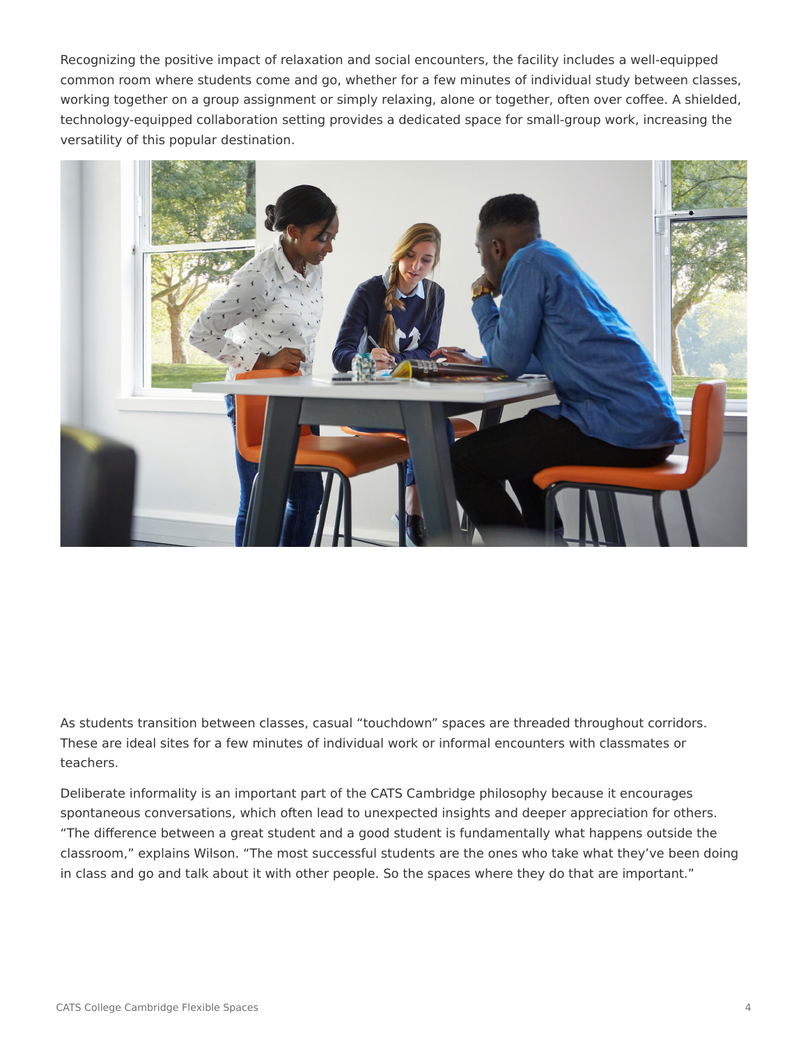Recognizing the positive impact of relaxation and social encounters, the facility includes a well-equipped common room where students come and go, whether for a few minutes of individual study between classes, working together on a group assignment or simply relaxing, alone or together, often over coffee. A shielded, technology-equipped collaboration setting provides a dedicated space for small-group work, increasing the versatility of this popular destination.

As students transition between classes, casual “touchdown” spaces are threaded throughout corridors. These are ideal sites for a few minutes of individual work or informal encounters with classmates or teachers.

Deliberate informality is an important part of the CATS Cambridge philosophy because it encourages spontaneous conversations, which often lead to unexpected insights and deeper appreciation for others. “The difference between a great student and a good student is fundamentally what happens outside the classroom,” explains Wilson. “The most successful students are the ones who take what they’ve been doing in class and go and talk about it with other people. So the spaces where they do that are important.”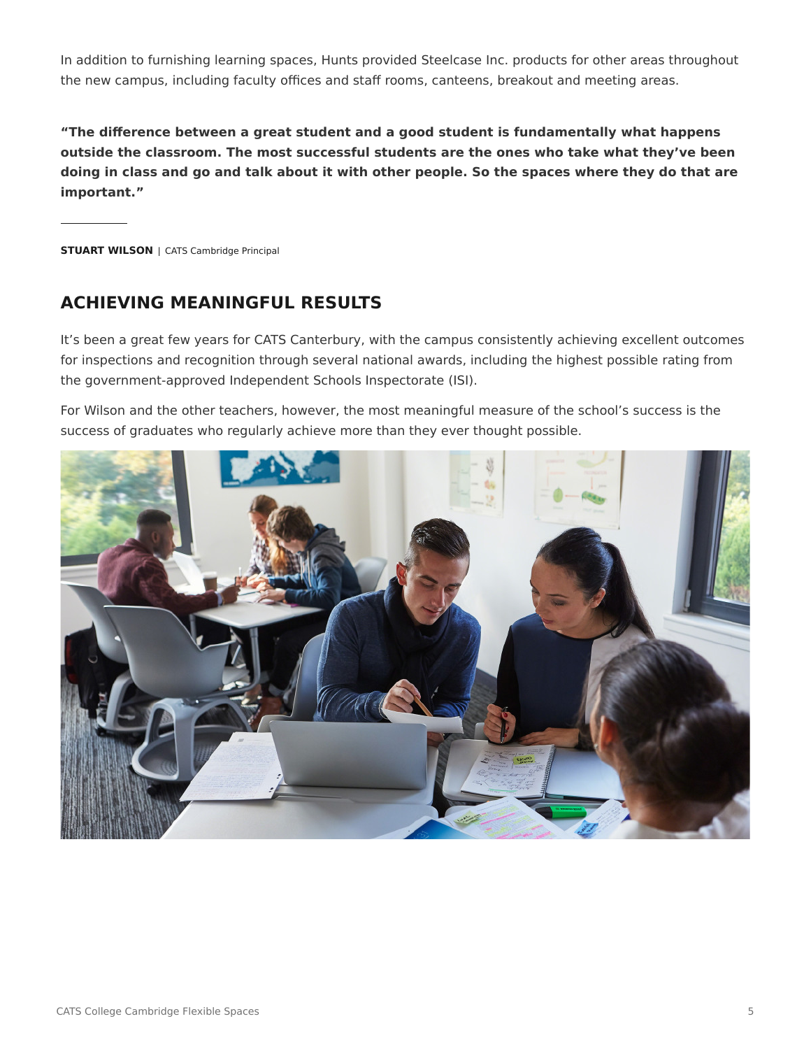In addition to furnishing learning spaces, Hunts provided Steelcase Inc. products for other areas throughout the new campus, including faculty offices and staff rooms, canteens, breakout and meeting areas.

**"The difference between a great student and a good student is fundamentally what happens outside the classroom. The most successful students are the ones who take what they've been doing in class and go and talk about it with other people. So the spaces where they do that are important."**

**STUART WILSON** | CATS Cambridge Principal

## ACHIEVING MEANINGFUL RESULTS

It's been a great few years for CATS Canterbury, with the campus consistently achieving excellent outcomes for inspections and recognition through several national awards, including the highest possible rating from the government-approved Independent Schools Inspectorate (ISI).

For Wilson and the other teachers, however, the most meaningful measure of the school's success is the success of graduates who regularly achieve more than they ever thought possible.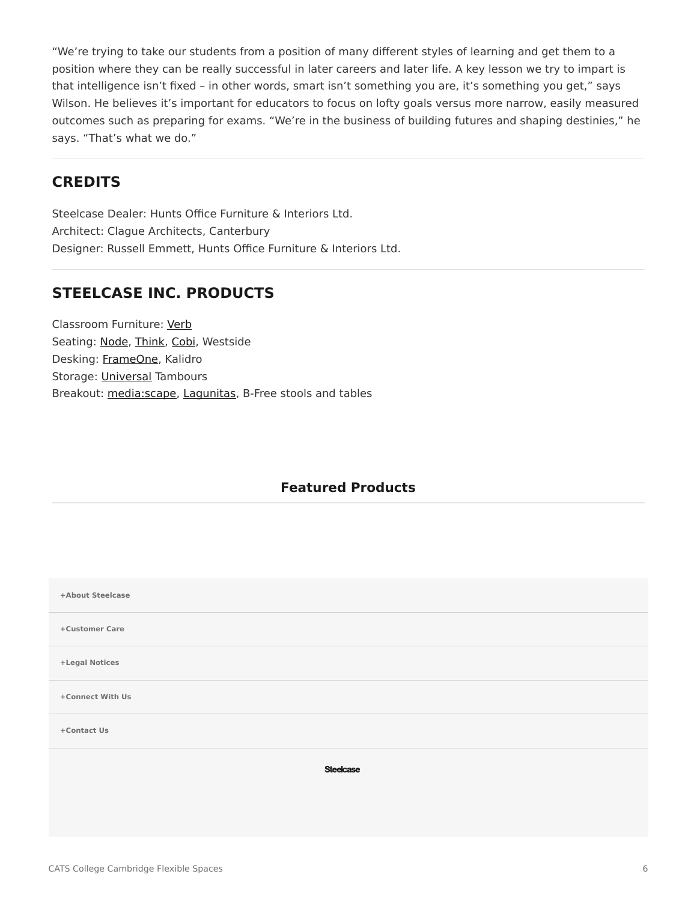"We're trying to take our students from a position of many different styles of learning and get them to a position where they can be really successful in later careers and later life. A key lesson we try to impart is that intelligence isn't fixed – in other words, smart isn't something you are, it's something you get," says Wilson. He believes it's important for educators to focus on lofty goals versus more narrow, easily measured outcomes such as preparing for exams. "We're in the business of building futures and shaping destinies," he says. "That's what we do."

## CREDITS

Steelcase Dealer: Hunts Office Furniture & Interiors Ltd.
Architect: Clague Architects, Canterbury
Designer: Russell Emmett, Hunts Office Furniture & Interiors Ltd.

## STEELCASE INC. PRODUCTS

Classroom Furniture: Verb
Seating: Node, Think, Cobi, Westside
Desking: FrameOne, Kalidro
Storage: Universal Tambours
Breakout: media:scape, Lagunitas, B-Free stools and tables

### Featured Products

+About Steelcase

+Customer Care

+Legal Notices

+Connect With Us

+Contact Us

Steelcase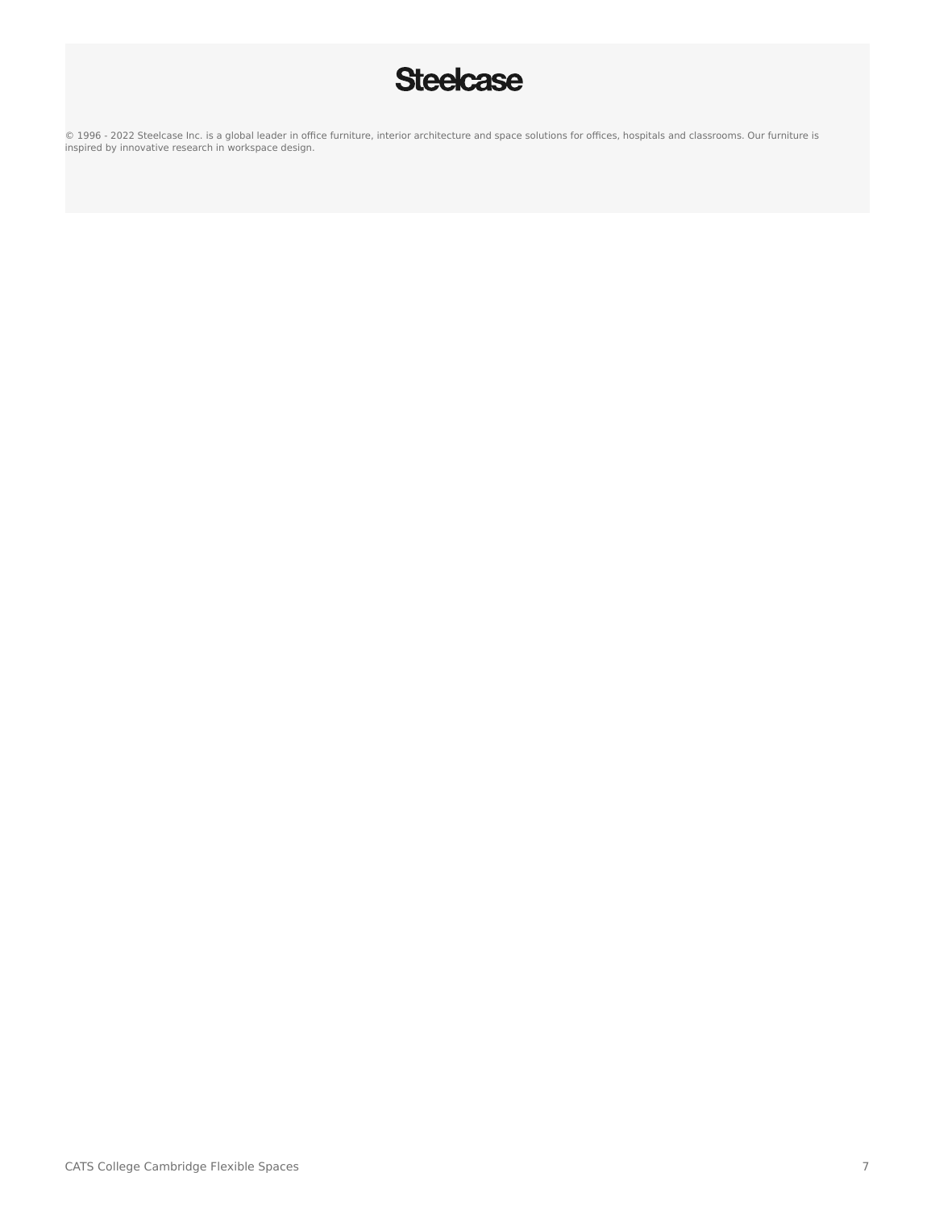Steelcase

© 1996 - 2022 Steelcase Inc. is a global leader in office furniture, interior architecture and space solutions for offices, hospitals and classrooms. Our furniture is inspired by innovative research in workspace design.